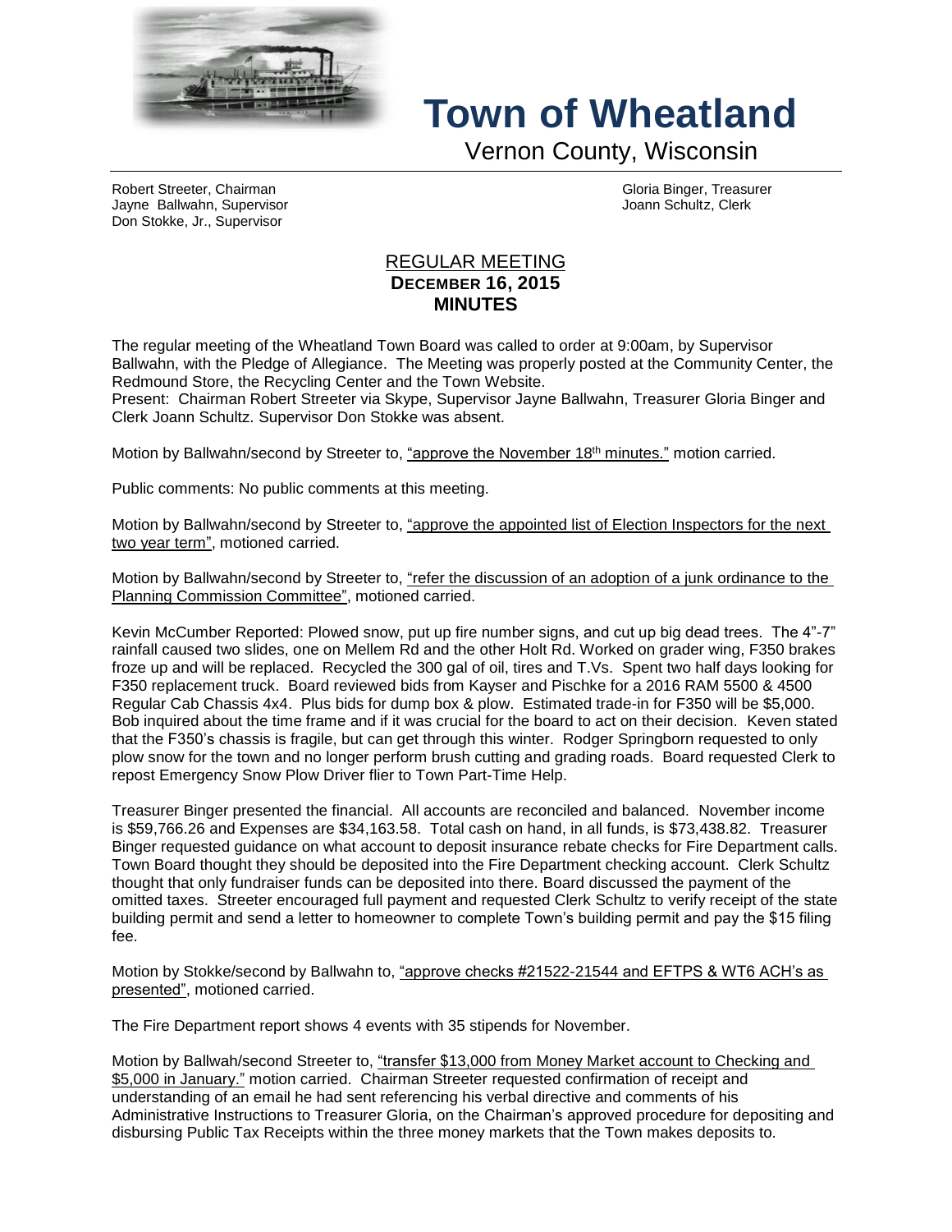# Town of Wheatland

Vernon County, Wisconsin

Robert Streeter, Chairman
Jayne Ballwahn, Supervisor
Don Stokke, Jr., Supervisor

Gloria Binger, Treasurer
Joann Schultz, Clerk

## REGULAR MEETING
## DECEMBER 16, 2015
## MINUTES

The regular meeting of the Wheatland Town Board was called to order at 9:00am, by Supervisor Ballwahn, with the Pledge of Allegiance. The Meeting was properly posted at the Community Center, the Redmound Store, the Recycling Center and the Town Website.
Present: Chairman Robert Streeter via Skype, Supervisor Jayne Ballwahn, Treasurer Gloria Binger and Clerk Joann Schultz. Supervisor Don Stokke was absent.

Motion by Ballwahn/second by Streeter to, "approve the November 18th minutes." motion carried.

Public comments: No public comments at this meeting.

Motion by Ballwahn/second by Streeter to, "approve the appointed list of Election Inspectors for the next two year term", motioned carried.

Motion by Ballwahn/second by Streeter to, "refer the discussion of an adoption of a junk ordinance to the Planning Commission Committee", motioned carried.

Kevin McCumber Reported: Plowed snow, put up fire number signs, and cut up big dead trees. The 4"-7" rainfall caused two slides, one on Mellem Rd and the other Holt Rd. Worked on grader wing, F350 brakes froze up and will be replaced. Recycled the 300 gal of oil, tires and T.Vs. Spent two half days looking for F350 replacement truck. Board reviewed bids from Kayser and Pischke for a 2016 RAM 5500 & 4500 Regular Cab Chassis 4x4. Plus bids for dump box & plow. Estimated trade-in for F350 will be $5,000. Bob inquired about the time frame and if it was crucial for the board to act on their decision. Keven stated that the F350's chassis is fragile, but can get through this winter. Rodger Springborn requested to only plow snow for the town and no longer perform brush cutting and grading roads. Board requested Clerk to repost Emergency Snow Plow Driver flier to Town Part-Time Help.

Treasurer Binger presented the financial. All accounts are reconciled and balanced. November income is $59,766.26 and Expenses are $34,163.58. Total cash on hand, in all funds, is $73,438.82. Treasurer Binger requested guidance on what account to deposit insurance rebate checks for Fire Department calls. Town Board thought they should be deposited into the Fire Department checking account. Clerk Schultz thought that only fundraiser funds can be deposited into there. Board discussed the payment of the omitted taxes. Streeter encouraged full payment and requested Clerk Schultz to verify receipt of the state building permit and send a letter to homeowner to complete Town's building permit and pay the $15 filing fee.

Motion by Stokke/second by Ballwahn to, "approve checks #21522-21544 and EFTPS & WT6 ACH's as presented", motioned carried.

The Fire Department report shows 4 events with 35 stipends for November.

Motion by Ballwah/second Streeter to, "transfer $13,000 from Money Market account to Checking and $5,000 in January." motion carried. Chairman Streeter requested confirmation of receipt and understanding of an email he had sent referencing his verbal directive and comments of his Administrative Instructions to Treasurer Gloria, on the Chairman's approved procedure for depositing and disbursing Public Tax Receipts within the three money markets that the Town makes deposits to.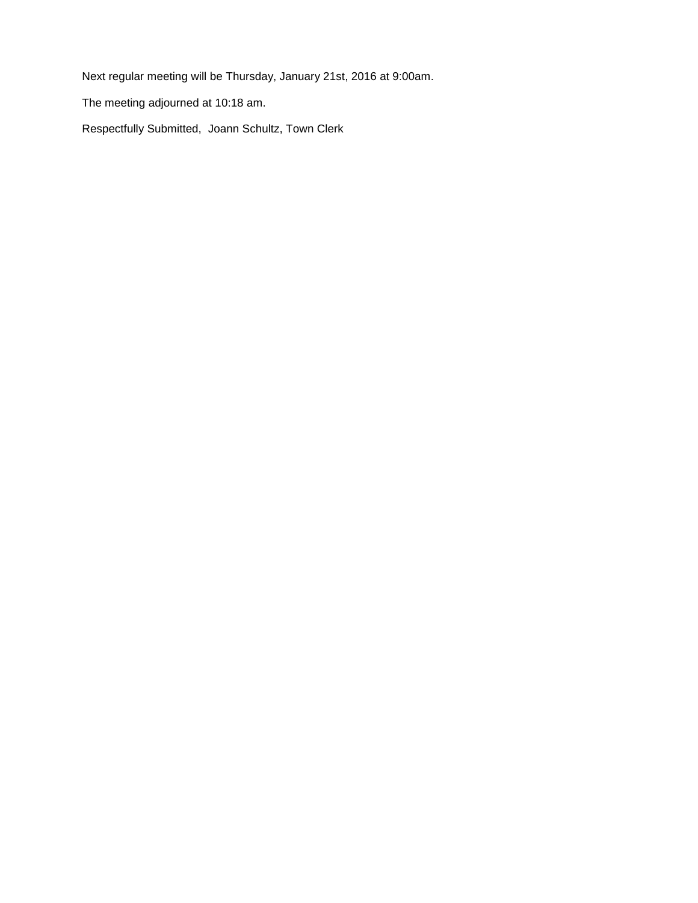Next regular meeting will be Thursday, January 21st, 2016 at 9:00am.

The meeting adjourned at 10:18 am.

Respectfully Submitted, Joann Schultz, Town Clerk